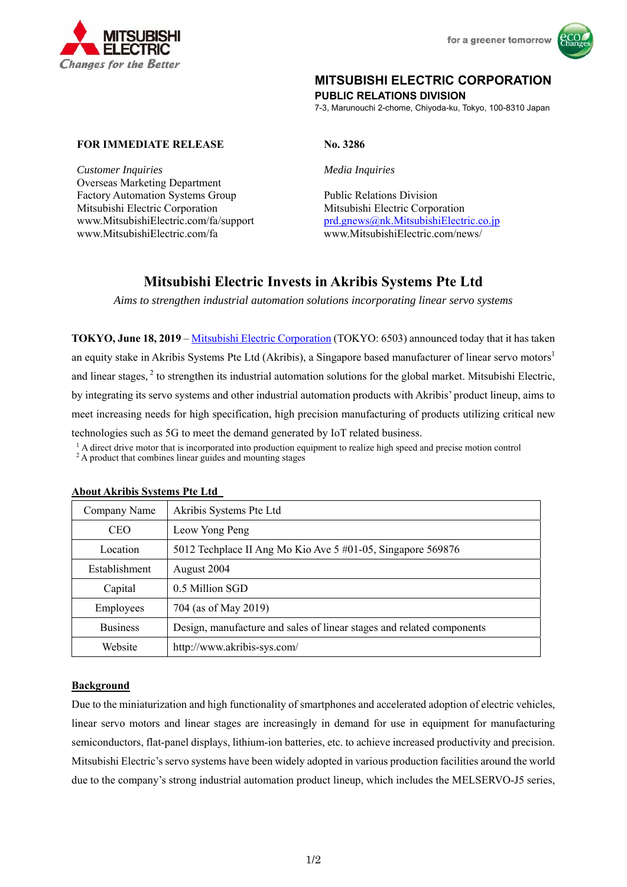MITSUBISHI ELECTRIC
*Changes for the Better*

for a greener tomorrow

**MITSUBISHI ELECTRIC CORPORATION**
**PUBLIC RELATIONS DIVISION**
7-3, Marunouchi 2-chome, Chiyoda-ku, Tokyo, 100-8310 Japan

**FOR IMMEDIATE RELEASE**

**No. 3286**

*Customer Inquiries*
Overseas Marketing Department
Factory Automation Systems Group
Mitsubishi Electric Corporation
www.MitsubishiElectric.com/fa/support
www.MitsubishiElectric.com/fa

*Media Inquiries*

Public Relations Division
Mitsubishi Electric Corporation
prd.gnews@nk.MitsubishiElectric.co.jp
www.MitsubishiElectric.com/news/

# Mitsubishi Electric Invests in Akribis Systems Pte Ltd

*Aims to strengthen industrial automation solutions incorporating linear servo systems*

**TOKYO, June 18, 2019** – Mitsubishi Electric Corporation (TOKYO: 6503) announced today that it has taken an equity stake in Akribis Systems Pte Ltd (Akribis), a Singapore based manufacturer of linear servo motors[1] and linear stages,[2] to strengthen its industrial automation solutions for the global market. Mitsubishi Electric, by integrating its servo systems and other industrial automation products with Akribis' product lineup, aims to meet increasing needs for high specification, high precision manufacturing of products utilizing critical new technologies such as 5G to meet the demand generated by IoT related business.

[1] A direct drive motor that is incorporated into production equipment to realize high speed and precise motion control
[2] A product that combines linear guides and mounting stages

## About Akribis Systems Pte Ltd

| | |
|---|---|
| Company Name | Akribis Systems Pte Ltd |
| CEO | Leow Yong Peng |
| Location | 5012 Techplace II Ang Mo Kio Ave 5 #01-05, Singapore 569876 |
| Establishment | August 2004 |
| Capital | 0.5 Million SGD |
| Employees | 704 (as of May 2019) |
| Business | Design, manufacture and sales of linear stages and related components |
| Website | http://www.akribis-sys.com/ |

## Background

Due to the miniaturization and high functionality of smartphones and accelerated adoption of electric vehicles, linear servo motors and linear stages are increasingly in demand for use in equipment for manufacturing semiconductors, flat-panel displays, lithium-ion batteries, etc. to achieve increased productivity and precision. Mitsubishi Electric's servo systems have been widely adopted in various production facilities around the world due to the company's strong industrial automation product lineup, which includes the MELSERVO-J5 series,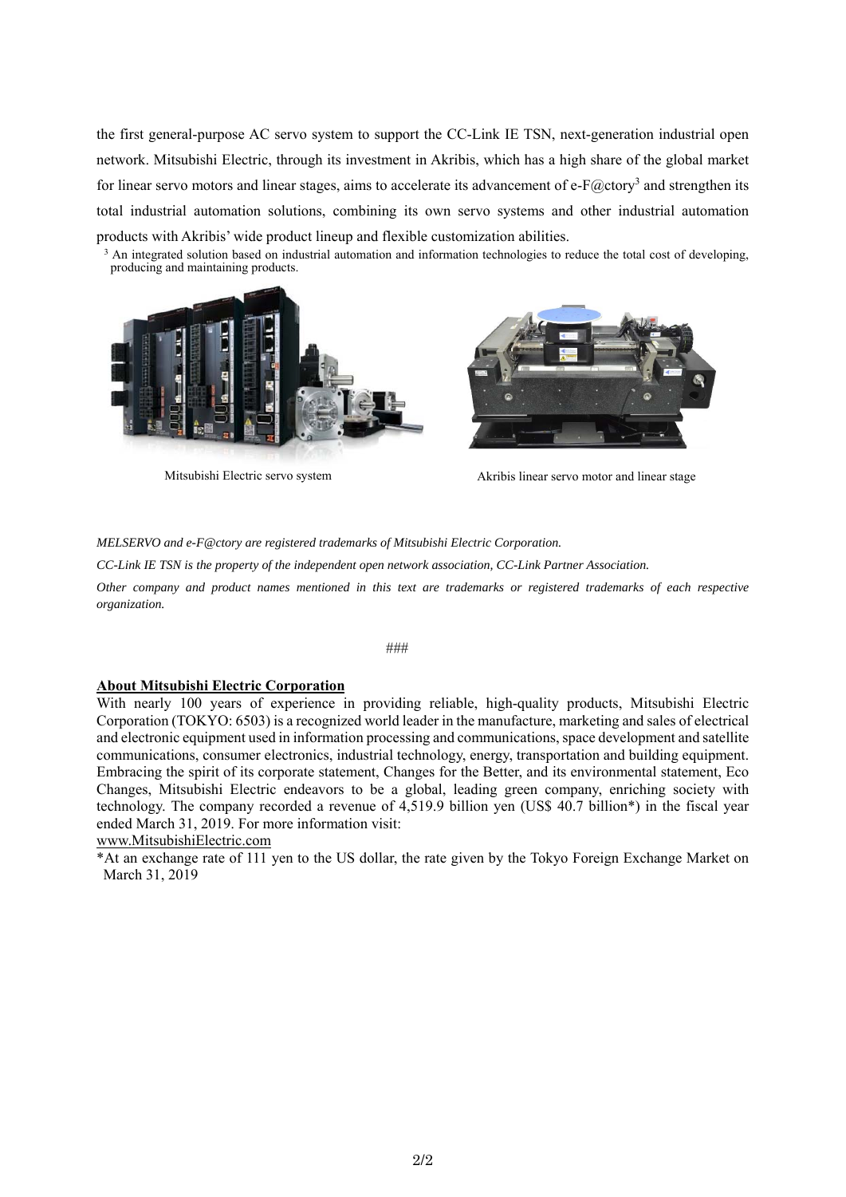the first general-purpose AC servo system to support the CC-Link IE TSN, next-generation industrial open network. Mitsubishi Electric, through its investment in Akribis, which has a high share of the global market for linear servo motors and linear stages, aims to accelerate its advancement of e-F@ctory[3] and strengthen its total industrial automation solutions, combining its own servo systems and other industrial automation products with Akribis' wide product lineup and flexible customization abilities.

[3] An integrated solution based on industrial automation and information technologies to reduce the total cost of developing, producing and maintaining products.

Mitsubishi Electric servo system

Akribis linear servo motor and linear stage

*MELSERVO and e-F@ctory are registered trademarks of Mitsubishi Electric Corporation.*

*CC-Link IE TSN is the property of the independent open network association, CC-Link Partner Association.*

*Other company and product names mentioned in this text are trademarks or registered trademarks of each respective organization.*

###

**About Mitsubishi Electric Corporation**

With nearly 100 years of experience in providing reliable, high-quality products, Mitsubishi Electric Corporation (TOKYO: 6503) is a recognized world leader in the manufacture, marketing and sales of electrical and electronic equipment used in information processing and communications, space development and satellite communications, consumer electronics, industrial technology, energy, transportation and building equipment. Embracing the spirit of its corporate statement, Changes for the Better, and its environmental statement, Eco Changes, Mitsubishi Electric endeavors to be a global, leading green company, enriching society with technology. The company recorded a revenue of 4,519.9 billion yen (US$ 40.7 billion*) in the fiscal year ended March 31, 2019. For more information visit:
www.MitsubishiElectric.com

*At an exchange rate of 111 yen to the US dollar, the rate given by the Tokyo Foreign Exchange Market on March 31, 2019